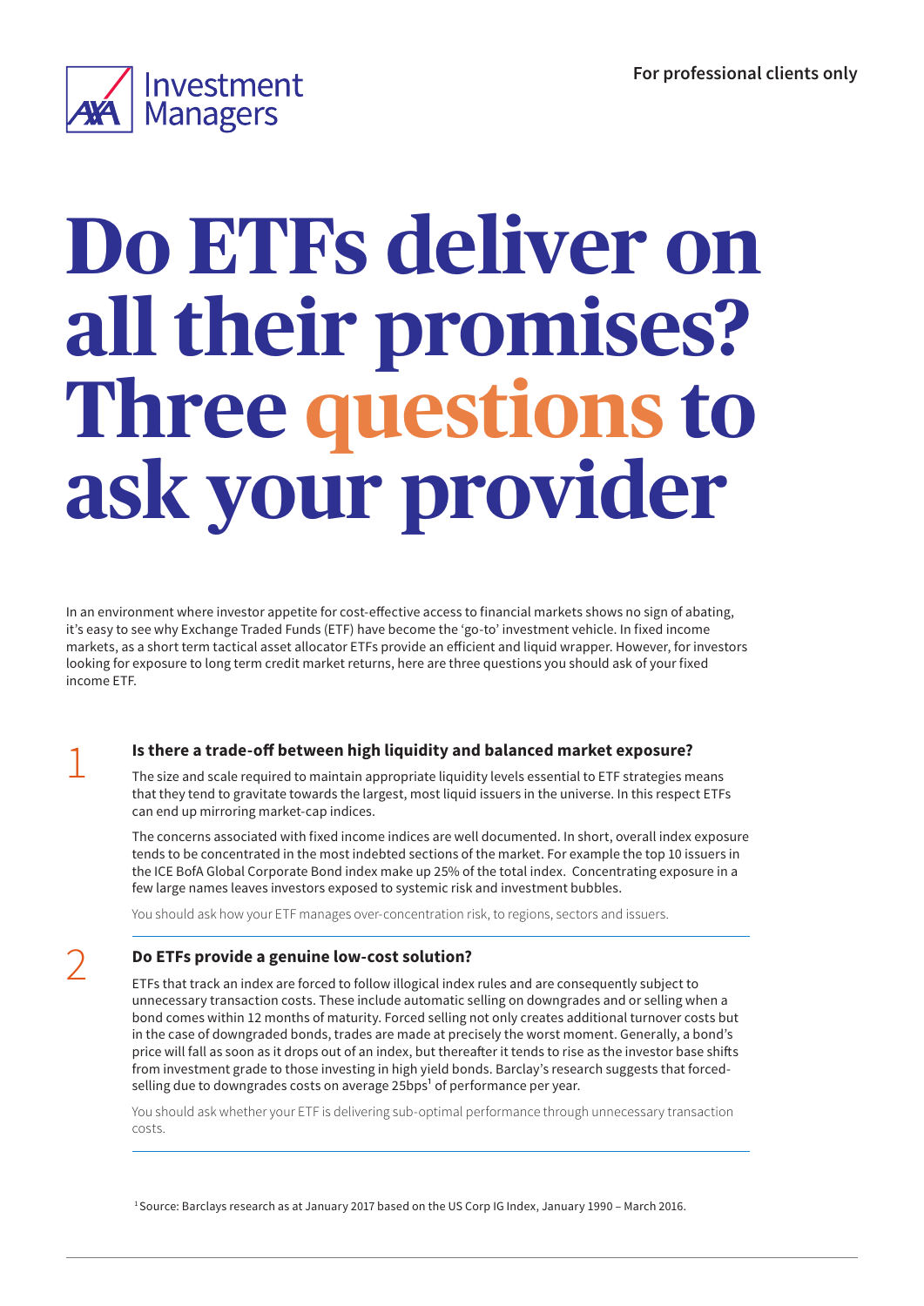For professional clients only

# Do ETFs deliver on all their promises? Three questions to ask your provider

In an environment where investor appetite for cost-effective access to financial markets shows no sign of abating, it's easy to see why Exchange Traded Funds (ETF) have become the 'go-to' investment vehicle. In fixed income markets, as a short term tactical asset allocator ETFs provide an efficient and liquid wrapper. However, for investors looking for exposure to long term credit market returns, here are three questions you should ask of your fixed income ETF.

## 1 Is there a trade-off between high liquidity and balanced market exposure?

The size and scale required to maintain appropriate liquidity levels essential to ETF strategies means that they tend to gravitate towards the largest, most liquid issuers in the universe. In this respect ETFs can end up mirroring market-cap indices.

The concerns associated with fixed income indices are well documented. In short, overall index exposure tends to be concentrated in the most indebted sections of the market. For example the top 10 issuers in the ICE BofA Global Corporate Bond index make up 25% of the total index. Concentrating exposure in a few large names leaves investors exposed to systemic risk and investment bubbles.

You should ask how your ETF manages over-concentration risk, to regions, sectors and issuers.

## 2 Do ETFs provide a genuine low-cost solution?

ETFs that track an index are forced to follow illogical index rules and are consequently subject to unnecessary transaction costs. These include automatic selling on downgrades and or selling when a bond comes within 12 months of maturity. Forced selling not only creates additional turnover costs but in the case of downgraded bonds, trades are made at precisely the worst moment. Generally, a bond's price will fall as soon as it drops out of an index, but thereafter it tends to rise as the investor base shifts from investment grade to those investing in high yield bonds. Barclay's research suggests that forced-selling due to downgrades costs on average 25bps[1] of performance per year.

You should ask whether your ETF is delivering sub-optimal performance through unnecessary transaction costs.

[1] Source: Barclays research as at January 2017 based on the US Corp IG Index, January 1990 – March 2016.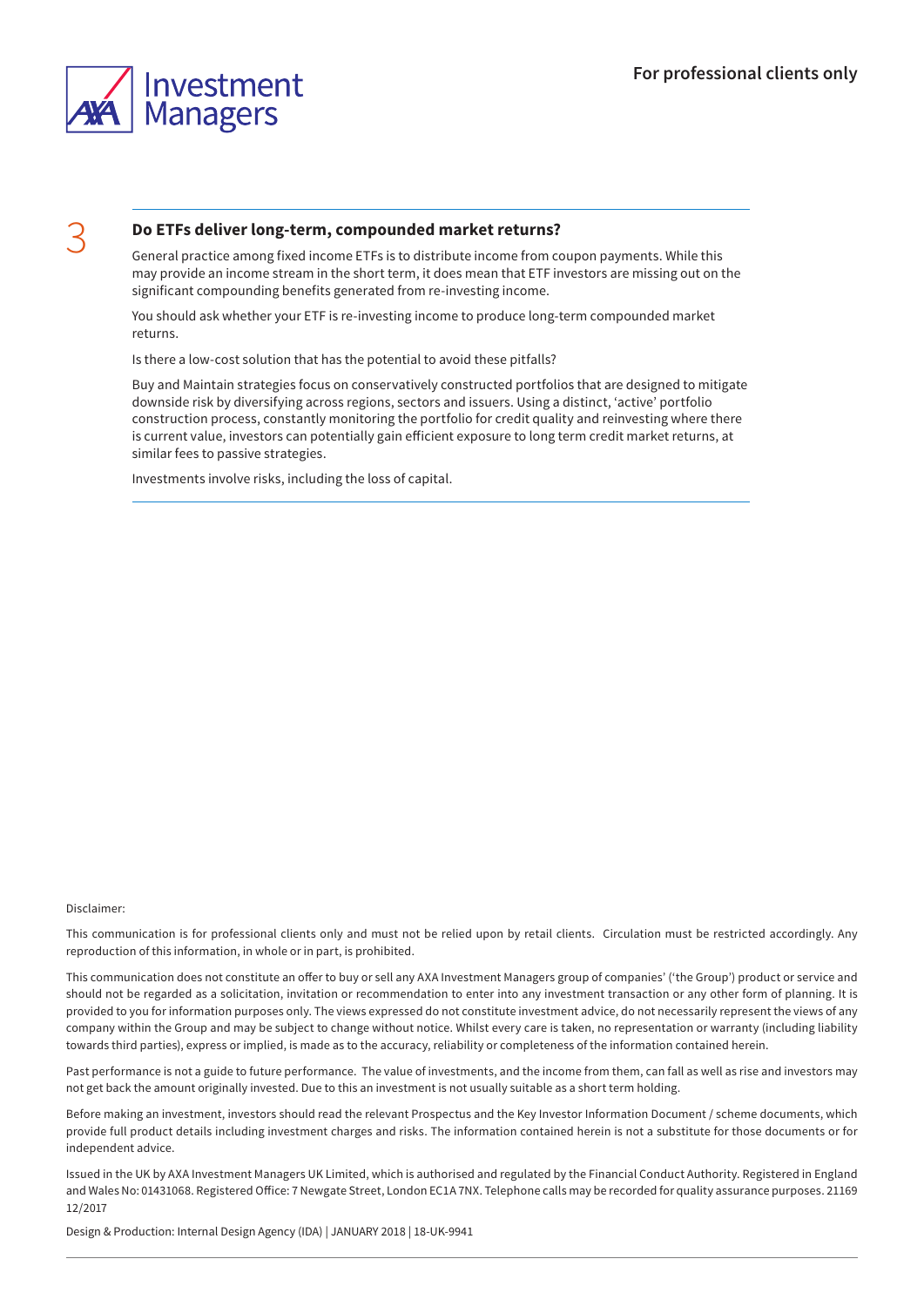For professional clients only

## 3 Do ETFs deliver long-term, compounded market returns?

General practice among fixed income ETFs is to distribute income from coupon payments. While this may provide an income stream in the short term, it does mean that ETF investors are missing out on the significant compounding benefits generated from re-investing income.

You should ask whether your ETF is re-investing income to produce long-term compounded market returns.

Is there a low-cost solution that has the potential to avoid these pitfalls?

Buy and Maintain strategies focus on conservatively constructed portfolios that are designed to mitigate downside risk by diversifying across regions, sectors and issuers. Using a distinct, 'active' portfolio construction process, constantly monitoring the portfolio for credit quality and reinvesting where there is current value, investors can potentially gain efficient exposure to long term credit market returns, at similar fees to passive strategies.

Investments involve risks, including the loss of capital.

Disclaimer:

This communication is for professional clients only and must not be relied upon by retail clients. Circulation must be restricted accordingly. Any reproduction of this information, in whole or in part, is prohibited.

This communication does not constitute an offer to buy or sell any AXA Investment Managers group of companies' ('the Group') product or service and should not be regarded as a solicitation, invitation or recommendation to enter into any investment transaction or any other form of planning. It is provided to you for information purposes only. The views expressed do not constitute investment advice, do not necessarily represent the views of any company within the Group and may be subject to change without notice. Whilst every care is taken, no representation or warranty (including liability towards third parties), express or implied, is made as to the accuracy, reliability or completeness of the information contained herein.

Past performance is not a guide to future performance. The value of investments, and the income from them, can fall as well as rise and investors may not get back the amount originally invested. Due to this an investment is not usually suitable as a short term holding.

Before making an investment, investors should read the relevant Prospectus and the Key Investor Information Document / scheme documents, which provide full product details including investment charges and risks. The information contained herein is not a substitute for those documents or for independent advice.

Issued in the UK by AXA Investment Managers UK Limited, which is authorised and regulated by the Financial Conduct Authority. Registered in England and Wales No: 01431068. Registered Office: 7 Newgate Street, London EC1A 7NX. Telephone calls may be recorded for quality assurance purposes. 21169 12/2017

Design & Production: Internal Design Agency (IDA) | JANUARY 2018 | 18-UK-9941